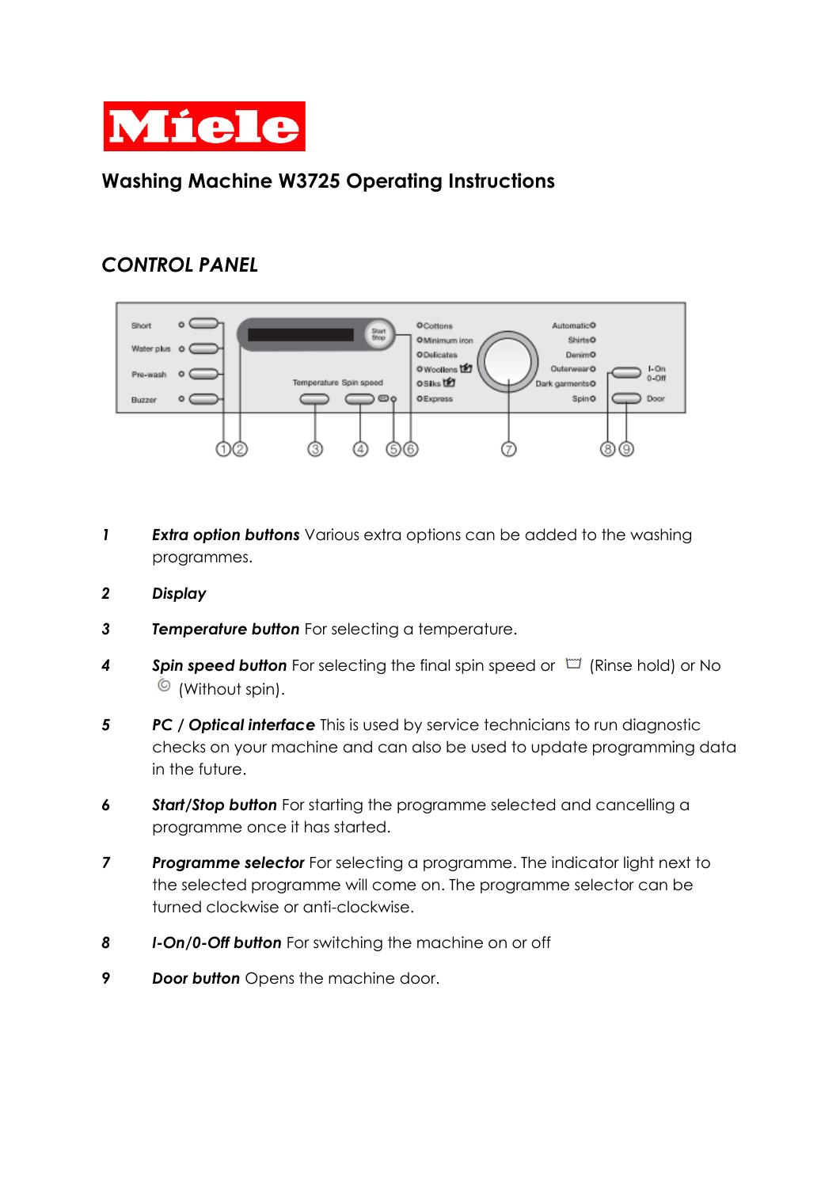Miele

## Washing Machine W3725 Operating Instructions

### *CONTROL PANEL*

1 ***Extra option buttons*** Various extra options can be added to the washing programmes.

2 ***Display***

3 ***Temperature button*** For selecting a temperature.

4 ***Spin speed button*** For selecting the final spin speed or (Rinse hold) or No (Without spin).

5 ***PC / Optical interface*** This is used by service technicians to run diagnostic checks on your machine and can also be used to update programming data in the future.

6 ***Start/Stop button*** For starting the programme selected and cancelling a programme once it has started.

7 ***Programme selector*** For selecting a programme. The indicator light next to the selected programme will come on. The programme selector can be turned clockwise or anti-clockwise.

8 ***I-On/0-Off button*** For switching the machine on or off

9 ***Door button*** Opens the machine door.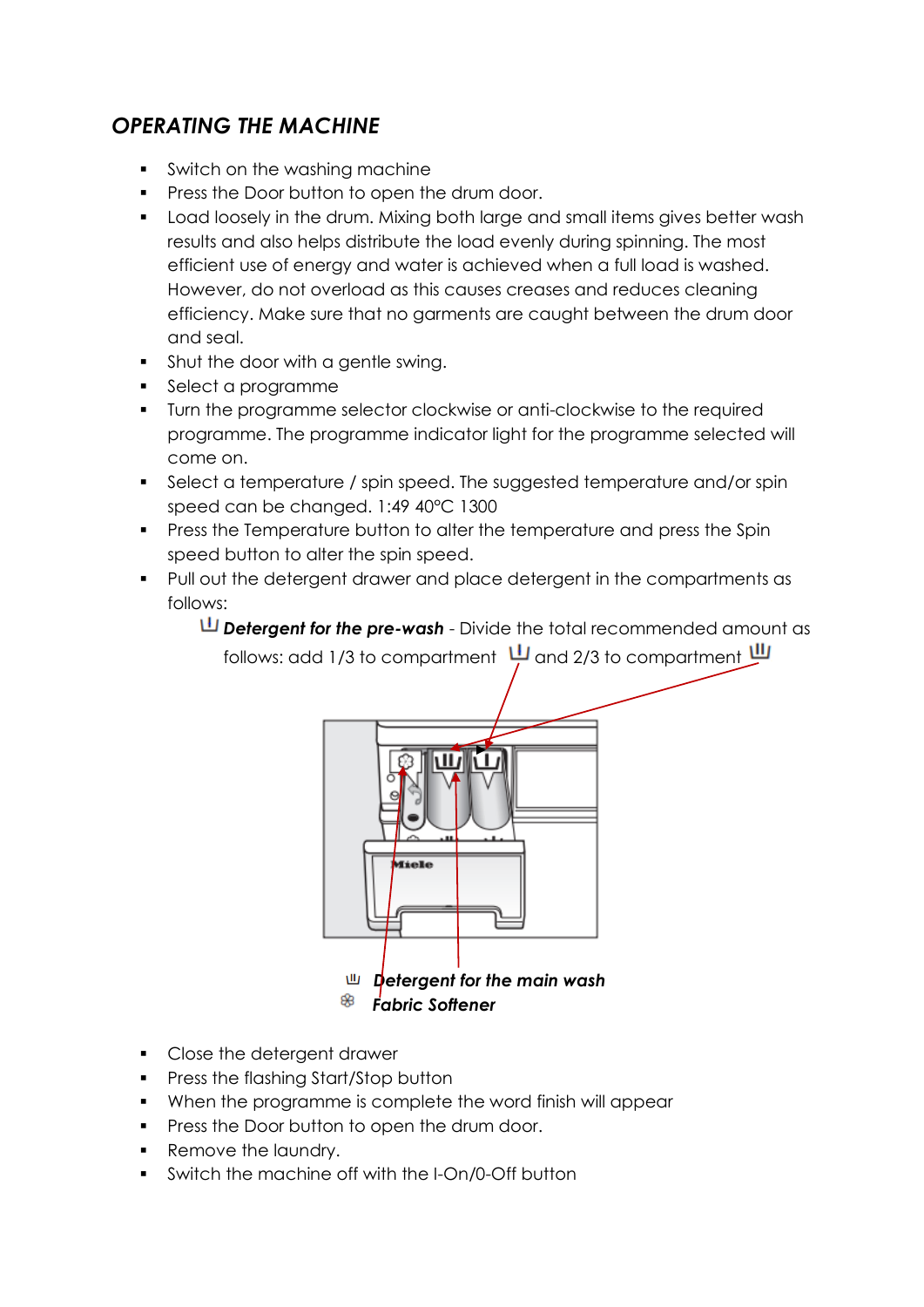## *OPERATING THE MACHINE*

- Switch on the washing machine
- Press the Door button to open the drum door.
- Load loosely in the drum. Mixing both large and small items gives better wash results and also helps distribute the load evenly during spinning. The most efficient use of energy and water is achieved when a full load is washed. However, do not overload as this causes creases and reduces cleaning efficiency. Make sure that no garments are caught between the drum door and seal.
- Shut the door with a gentle swing.
- Select a programme
- Turn the programme selector clockwise or anti-clockwise to the required programme. The programme indicator light for the programme selected will come on.
- Select a temperature / spin speed. The suggested temperature and/or spin speed can be changed. 1:49 40°C 1300
- Press the Temperature button to alter the temperature and press the Spin speed button to alter the spin speed.
- Pull out the detergent drawer and place detergent in the compartments as follows:

  ***Detergent for the pre-wash*** - Divide the total recommended amount as follows: add 1/3 to compartment and 2/3 to compartment

Miele

***Detergent for the main wash***
***Fabric Softener***

- Close the detergent drawer
- Press the flashing Start/Stop button
- When the programme is complete the word finish will appear
- Press the Door button to open the drum door.
- Remove the laundry.
- Switch the machine off with the I-On/0-Off button